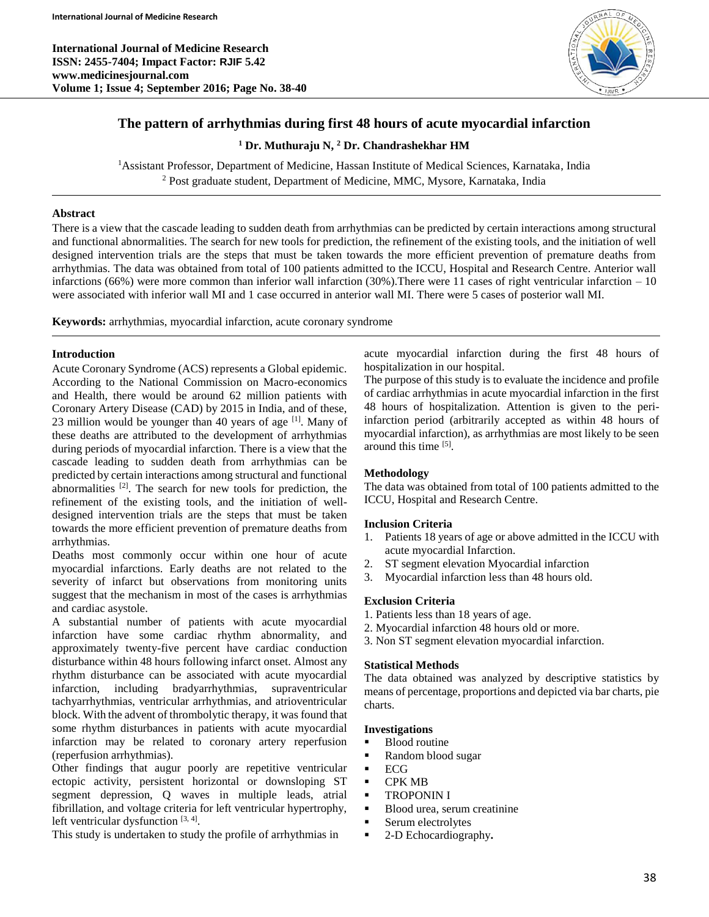# The pattern of arrhythmias during first 48 hours of acute myocardial infarction

**[1] Dr. Muthuraju N, [2] Dr. Chandrashekhar HM**

[1]Assistant Professor, Department of Medicine, Hassan Institute of Medical Sciences, Karnataka, India
[2] Post graduate student, Department of Medicine, MMC, Mysore, Karnataka, India

## Abstract

There is a view that the cascade leading to sudden death from arrhythmias can be predicted by certain interactions among structural and functional abnormalities. The search for new tools for prediction, the refinement of the existing tools, and the initiation of well designed intervention trials are the steps that must be taken towards the more efficient prevention of premature deaths from arrhythmias. The data was obtained from total of 100 patients admitted to the ICCU, Hospital and Research Centre. Anterior wall infarctions (66%) were more common than inferior wall infarction (30%).There were 11 cases of right ventricular infarction – 10 were associated with inferior wall MI and 1 case occurred in anterior wall MI. There were 5 cases of posterior wall MI.

**Keywords:** arrhythmias, myocardial infarction, acute coronary syndrome

## Introduction

Acute Coronary Syndrome (ACS) represents a Global epidemic. According to the National Commission on Macro-economics and Health, there would be around 62 million patients with Coronary Artery Disease (CAD) by 2015 in India, and of these, 23 million would be younger than 40 years of age [1]. Many of these deaths are attributed to the development of arrhythmias during periods of myocardial infarction. There is a view that the cascade leading to sudden death from arrhythmias can be predicted by certain interactions among structural and functional abnormalities [2]. The search for new tools for prediction, the refinement of the existing tools, and the initiation of well-designed intervention trials are the steps that must be taken towards the more efficient prevention of premature deaths from arrhythmias.

Deaths most commonly occur within one hour of acute myocardial infarctions. Early deaths are not related to the severity of infarct but observations from monitoring units suggest that the mechanism in most of the cases is arrhythmias and cardiac asystole.

A substantial number of patients with acute myocardial infarction have some cardiac rhythm abnormality, and approximately twenty-five percent have cardiac conduction disturbance within 48 hours following infarct onset. Almost any rhythm disturbance can be associated with acute myocardial infarction, including bradyarrhythmias, supraventricular tachyarrhythmias, ventricular arrhythmias, and atrioventricular block. With the advent of thrombolytic therapy, it was found that some rhythm disturbances in patients with acute myocardial infarction may be related to coronary artery reperfusion (reperfusion arrhythmias).

Other findings that augur poorly are repetitive ventricular ectopic activity, persistent horizontal or downsloping ST segment depression, Q waves in multiple leads, atrial fibrillation, and voltage criteria for left ventricular hypertrophy, left ventricular dysfunction [3, 4].

This study is undertaken to study the profile of arrhythmias in acute myocardial infarction during the first 48 hours of hospitalization in our hospital.

The purpose of this study is to evaluate the incidence and profile of cardiac arrhythmias in acute myocardial infarction in the first 48 hours of hospitalization. Attention is given to the peri-infarction period (arbitrarily accepted as within 48 hours of myocardial infarction), as arrhythmias are most likely to be seen around this time [5].

## Methodology

The data was obtained from total of 100 patients admitted to the ICCU, Hospital and Research Centre.

### Inclusion Criteria

1. Patients 18 years of age or above admitted in the ICCU with acute myocardial Infarction.
2. ST segment elevation Myocardial infarction
3. Myocardial infarction less than 48 hours old.

### Exclusion Criteria

1. Patients less than 18 years of age.
2. Myocardial infarction 48 hours old or more.
3. Non ST segment elevation myocardial infarction.

### Statistical Methods

The data obtained was analyzed by descriptive statistics by means of percentage, proportions and depicted via bar charts, pie charts.

### Investigations

- Blood routine
- Random blood sugar
- ECG
- CPK MB
- TROPONIN I
- Blood urea, serum creatinine
- Serum electrolytes
- 2-D Echocardiography**.**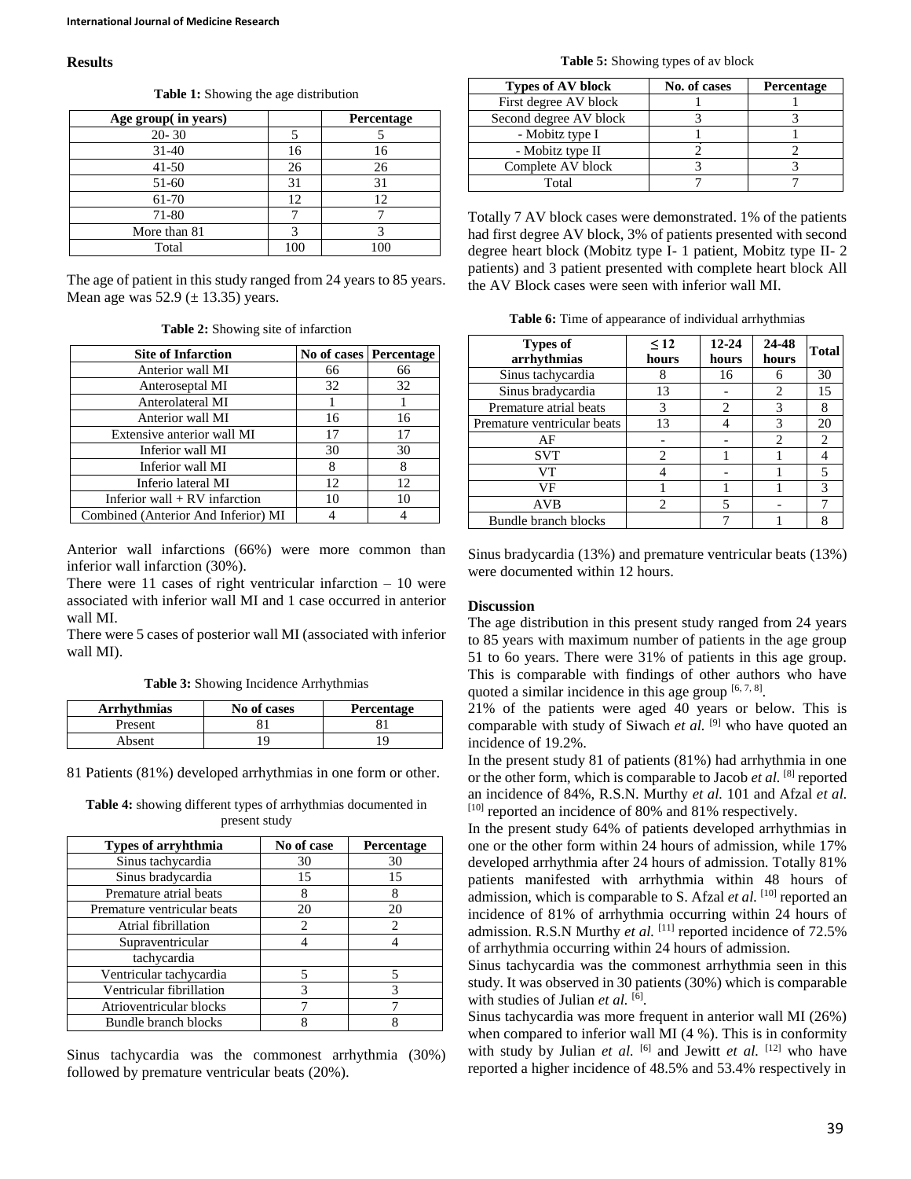## Results

**Table 1:** Showing the age distribution

| Age group( in years) | | Percentage |
|---|---|---|
| 20- 30 | 5 | 5 |
| 31-40 | 16 | 16 |
| 41-50 | 26 | 26 |
| 51-60 | 31 | 31 |
| 61-70 | 12 | 12 |
| 71-80 | 7 | 7 |
| More than 81 | 3 | 3 |
| Total | 100 | 100 |

The age of patient in this study ranged from 24 years to 85 years. Mean age was 52.9 (± 13.35) years.

**Table 2:** Showing site of infarction

| Site of Infarction | No of cases | Percentage |
|---|---|---|
| Anterior wall MI | 66 | 66 |
| Anteroseptal MI | 32 | 32 |
| Anterolateral MI | 1 | 1 |
| Anterior wall MI | 16 | 16 |
| Extensive anterior wall MI | 17 | 17 |
| Inferior wall MI | 30 | 30 |
| Inferior wall MI | 8 | 8 |
| Inferio lateral MI | 12 | 12 |
| Inferior wall + RV infarction | 10 | 10 |
| Combined (Anterior And Inferior) MI | 4 | 4 |

Anterior wall infarctions (66%) were more common than inferior wall infarction (30%).

There were 11 cases of right ventricular infarction – 10 were associated with inferior wall MI and 1 case occurred in anterior wall MI.

There were 5 cases of posterior wall MI (associated with inferior wall MI).

**Table 3:** Showing Incidence Arrhythmias

| Arrhythmias | No of cases | Percentage |
|---|---|---|
| Present | 81 | 81 |
| Absent | 19 | 19 |

81 Patients (81%) developed arrhythmias in one form or other.

**Table 4:** showing different types of arrhythmias documented in present study

| Types of arryhthmia | No of case | Percentage |
|---|---|---|
| Sinus tachycardia | 30 | 30 |
| Sinus bradycardia | 15 | 15 |
| Premature atrial beats | 8 | 8 |
| Premature ventricular beats | 20 | 20 |
| Atrial fibrillation | 2 | 2 |
| Supraventricular tachycardia | 4 | 4 |
| Ventricular tachycardia | 5 | 5 |
| Ventricular fibrillation | 3 | 3 |
| Atrioventricular blocks | 7 | 7 |
| Bundle branch blocks | 8 | 8 |

Sinus tachycardia was the commonest arrhythmia (30%) followed by premature ventricular beats (20%).

**Table 5:** Showing types of av block

| Types of AV block | No. of cases | Percentage |
|---|---|---|
| First degree AV block | 1 | 1 |
| Second degree AV block | 3 | 3 |
| - Mobitz type I | 1 | 1 |
| - Mobitz type II | 2 | 2 |
| Complete AV block | 3 | 3 |
| Total | 7 | 7 |

Totally 7 AV block cases were demonstrated. 1% of the patients had first degree AV block, 3% of patients presented with second degree heart block (Mobitz type I- 1 patient, Mobitz type II- 2 patients) and 3 patient presented with complete heart block All the AV Block cases were seen with inferior wall MI.

**Table 6:** Time of appearance of individual arrhythmias

| Types of arrhythmias | ≤ 12 hours | 12-24 hours | 24-48 hours | Total |
|---|---|---|---|---|
| Sinus tachycardia | 8 | 16 | 6 | 30 |
| Sinus bradycardia | 13 | - | 2 | 15 |
| Premature atrial beats | 3 | 2 | 3 | 8 |
| Premature ventricular beats | 13 | 4 | 3 | 20 |
| AF | - | - | 2 | 2 |
| SVT | 2 | 1 | 1 | 4 |
| VT | 4 | - | 1 | 5 |
| VF | 1 | 1 | 1 | 3 |
| AVB | 2 | 5 | - | 7 |
| Bundle branch blocks | | 7 | 1 | 8 |

Sinus bradycardia (13%) and premature ventricular beats (13%) were documented within 12 hours.

## Discussion

The age distribution in this present study ranged from 24 years to 85 years with maximum number of patients in the age group 51 to 6o years. There were 31% of patients in this age group. This is comparable with findings of other authors who have quoted a similar incidence in this age group [6, 7, 8].

21% of the patients were aged 40 years or below. This is comparable with study of Siwach *et al.* [9] who have quoted an incidence of 19.2%.

In the present study 81 of patients (81%) had arrhythmia in one or the other form, which is comparable to Jacob *et al.* [8] reported an incidence of 84%, R.S.N. Murthy *et al.* 101 and Afzal *et al.* [10] reported an incidence of 80% and 81% respectively.

In the present study 64% of patients developed arrhythmias in one or the other form within 24 hours of admission, while 17% developed arrhythmia after 24 hours of admission. Totally 81% patients manifested with arrhythmia within 48 hours of admission, which is comparable to S. Afzal *et al.* [10] reported an incidence of 81% of arrhythmia occurring within 24 hours of admission. R.S.N Murthy *et al.* [11] reported incidence of 72.5% of arrhythmia occurring within 24 hours of admission.

Sinus tachycardia was the commonest arrhythmia seen in this study. It was observed in 30 patients (30%) which is comparable with studies of Julian *et al.* [6].

Sinus tachycardia was more frequent in anterior wall MI (26%) when compared to inferior wall MI (4 %). This is in conformity with study by Julian *et al.* [6] and Jewitt *et al.* [12] who have reported a higher incidence of 48.5% and 53.4% respectively in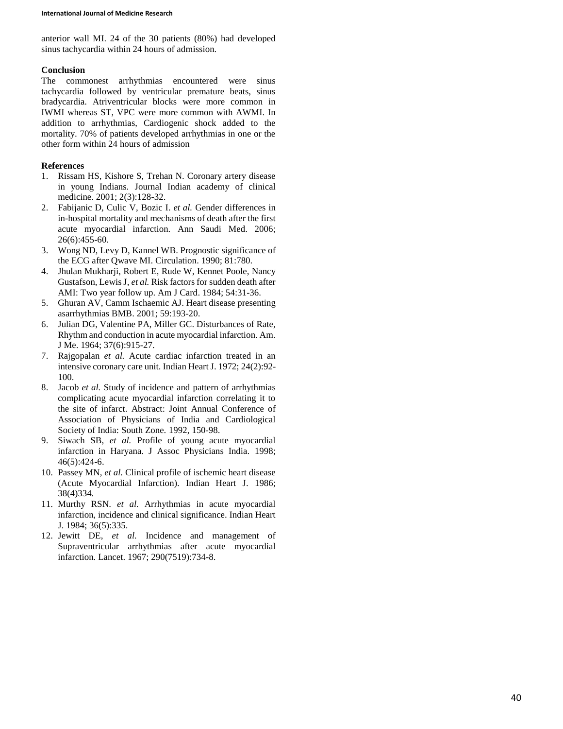anterior wall MI. 24 of the 30 patients (80%) had developed sinus tachycardia within 24 hours of admission.

## Conclusion

The commonest arrhythmias encountered were sinus tachycardia followed by ventricular premature beats, sinus bradycardia. Atriventricular blocks were more common in IWMI whereas ST, VPC were more common with AWMI. In addition to arrhythmias, Cardiogenic shock added to the mortality. 70% of patients developed arrhythmias in one or the other form within 24 hours of admission

## References

1. Rissam HS, Kishore S, Trehan N. Coronary artery disease in young Indians. Journal Indian academy of clinical medicine. 2001; 2(3):128-32.
2. Fabijanic D, Culic V, Bozic I. *et al.* Gender differences in in-hospital mortality and mechanisms of death after the first acute myocardial infarction. Ann Saudi Med. 2006; 26(6):455-60.
3. Wong ND, Levy D, Kannel WB. Prognostic significance of the ECG after Qwave MI. Circulation. 1990; 81:780.
4. Jhulan Mukharji, Robert E, Rude W, Kennet Poole, Nancy Gustafson, Lewis J, *et al.* Risk factors for sudden death after AMI: Two year follow up. Am J Card. 1984; 54:31-36.
5. Ghuran AV, Camm Ischaemic AJ. Heart disease presenting asarrhythmias BMB. 2001; 59:193-20.
6. Julian DG, Valentine PA, Miller GC. Disturbances of Rate, Rhythm and conduction in acute myocardial infarction. Am. J Me. 1964; 37(6):915-27.
7. Rajgopalan *et al.* Acute cardiac infarction treated in an intensive coronary care unit. Indian Heart J. 1972; 24(2):92-100.
8. Jacob *et al.* Study of incidence and pattern of arrhythmias complicating acute myocardial infarction correlating it to the site of infarct. Abstract: Joint Annual Conference of Association of Physicians of India and Cardiological Society of India: South Zone. 1992, 150-98.
9. Siwach SB, *et al.* Profile of young acute myocardial infarction in Haryana. J Assoc Physicians India. 1998; 46(5):424-6.
10. Passey MN, *et al.* Clinical profile of ischemic heart disease (Acute Myocardial Infarction). Indian Heart J. 1986; 38(4)334.
11. Murthy RSN. *et al.* Arrhythmias in acute myocardial infarction, incidence and clinical significance. Indian Heart J. 1984; 36(5):335.
12. Jewitt DE, *et al.* Incidence and management of Supraventricular arrhythmias after acute myocardial infarction. Lancet. 1967; 290(7519):734-8.